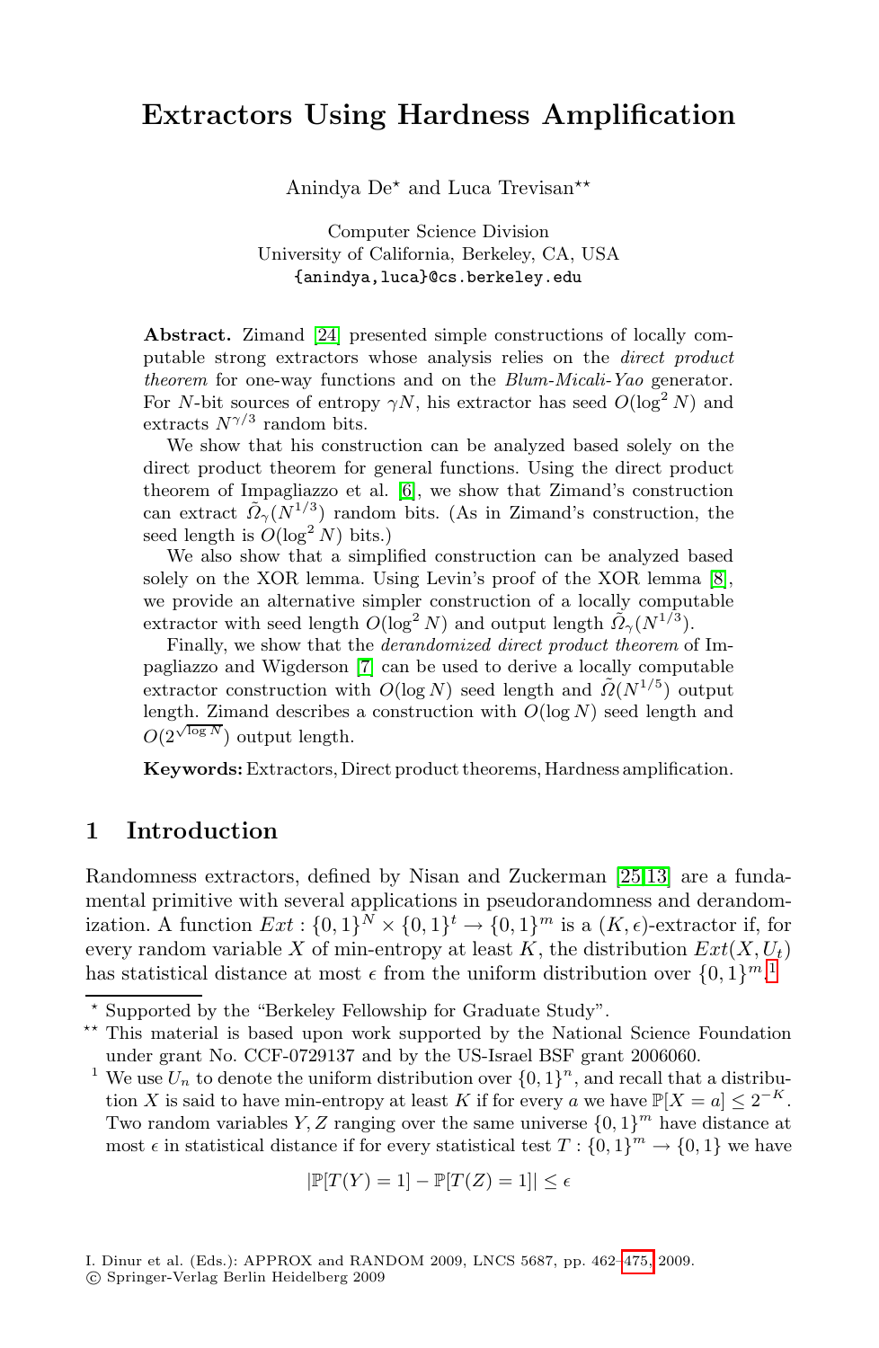# Extractors Using Hardness Amplification

Anindya De[⋆] and Luca Trevisan[⋆⋆]

Computer Science Division
University of California, Berkeley, CA, USA
{anindya,luca}@cs.berkeley.edu

**Abstract.** Zimand [24] presented simple constructions of locally computable strong extractors whose analysis relies on the *direct product theorem* for one-way functions and on the *Blum-Micali-Yao* generator. For $N$-bit sources of entropy $\gamma N$, his extractor has seed $O(\log^2 N)$ and extracts $N^{\gamma/3}$ random bits.

We show that his construction can be analyzed based solely on the direct product theorem for general functions. Using the direct product theorem of Impagliazzo et al. [6], we show that Zimand's construction can extract $\tilde{\Omega}_\gamma(N^{1/3})$ random bits. (As in Zimand's construction, the seed length is $O(\log^2 N)$ bits.)

We also show that a simplified construction can be analyzed based solely on the XOR lemma. Using Levin's proof of the XOR lemma [8], we provide an alternative simpler construction of a locally computable extractor with seed length $O(\log^2 N)$ and output length $\tilde{\Omega}_\gamma(N^{1/3})$.

Finally, we show that the *derandomized direct product theorem* of Impagliazzo and Wigderson [7] can be used to derive a locally computable extractor construction with $O(\log N)$ seed length and $\tilde{\Omega}(N^{1/5})$ output length. Zimand describes a construction with $O(\log N)$ seed length and $O(2^{\sqrt{\log N}})$ output length.

**Keywords:** Extractors, Direct product theorems, Hardness amplification.

## 1 Introduction

Randomness extractors, defined by Nisan and Zuckerman [25,13] are a fundamental primitive with several applications in pseudorandomness and derandomization. A function $Ext : \{0,1\}^N \times \{0,1\}^t \rightarrow \{0,1\}^m$ is a $(K, \epsilon)$-extractor if, for every random variable $X$ of min-entropy at least $K$, the distribution $Ext(X, U_t)$ has statistical distance at most $\epsilon$ from the uniform distribution over $\{0,1\}^m$.[1]

---

[⋆] Supported by the "Berkeley Fellowship for Graduate Study".

[⋆⋆] This material is based upon work supported by the National Science Foundation under grant No. CCF-0729137 and by the US-Israel BSF grant 2006060.

[1] We use $U_n$ to denote the uniform distribution over $\{0,1\}^n$, and recall that a distribution $X$ is said to have min-entropy at least $K$ if for every $a$ we have $\mathbb{P}[X = a] \leq 2^{-K}$. Two random variables $Y, Z$ ranging over the same universe $\{0,1\}^m$ have distance at most $\epsilon$ in statistical distance if for every statistical test $T : \{0,1\}^m \rightarrow \{0,1\}$ we have

$$|\mathbb{P}[T(Y) = 1] - \mathbb{P}[T(Z) = 1]| \leq \epsilon$$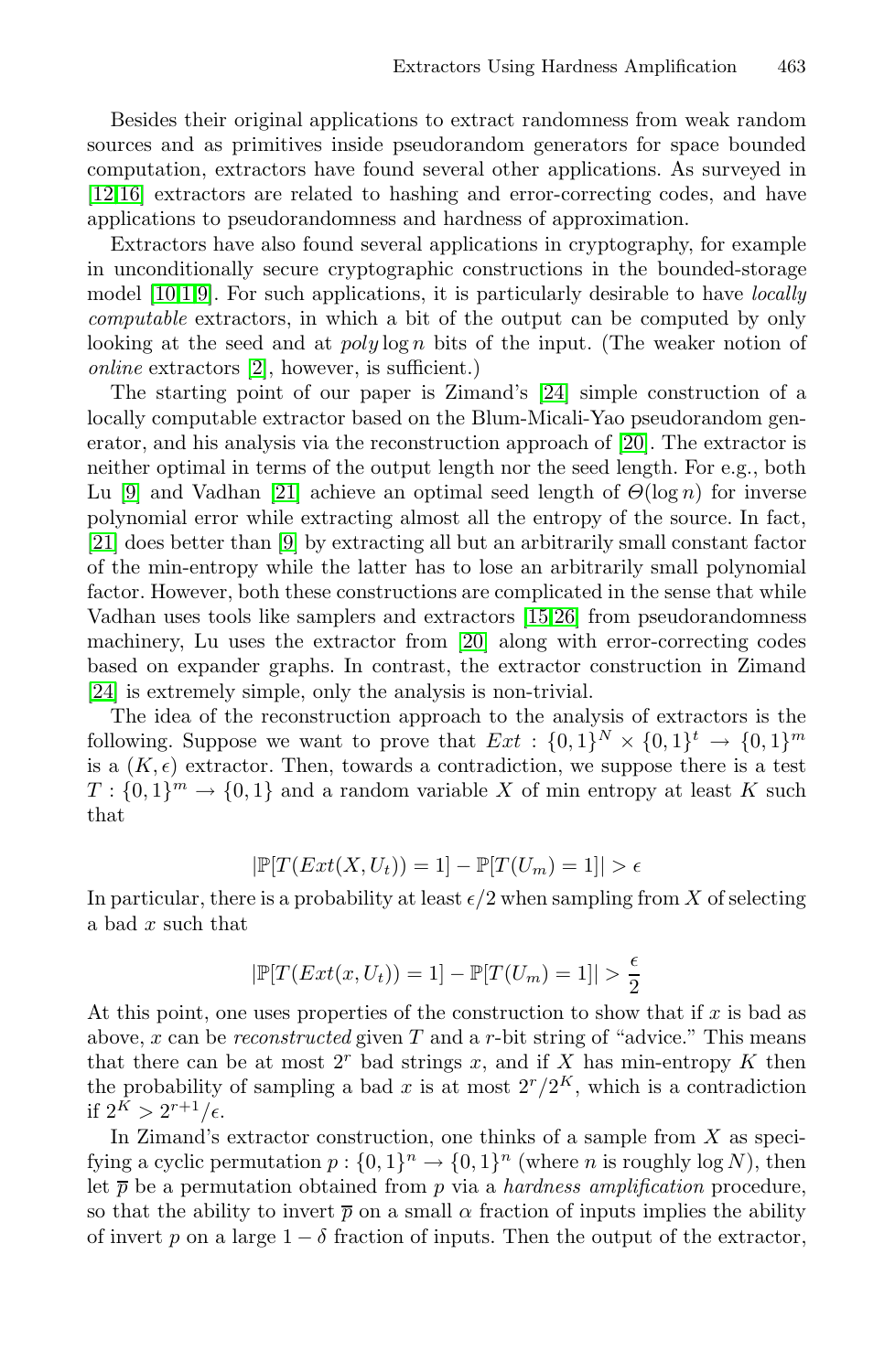Besides their original applications to extract randomness from weak random sources and as primitives inside pseudorandom generators for space bounded computation, extractors have found several other applications. As surveyed in [12,16] extractors are related to hashing and error-correcting codes, and have applications to pseudorandomness and hardness of approximation.

Extractors have also found several applications in cryptography, for example in unconditionally secure cryptographic constructions in the bounded-storage model [10,1,9]. For such applications, it is particularly desirable to have *locally computable* extractors, in which a bit of the output can be computed by only looking at the seed and at $poly \log n$ bits of the input. (The weaker notion of *online* extractors [2], however, is sufficient.)

The starting point of our paper is Zimand's [24] simple construction of a locally computable extractor based on the Blum-Micali-Yao pseudorandom generator, and his analysis via the reconstruction approach of [20]. The extractor is neither optimal in terms of the output length nor the seed length. For e.g., both Lu [9] and Vadhan [21] achieve an optimal seed length of $\Theta(\log n)$ for inverse polynomial error while extracting almost all the entropy of the source. In fact, [21] does better than [9] by extracting all but an arbitrarily small constant factor of the min-entropy while the latter has to lose an arbitrarily small polynomial factor. However, both these constructions are complicated in the sense that while Vadhan uses tools like samplers and extractors [15,26] from pseudorandomness machinery, Lu uses the extractor from [20] along with error-correcting codes based on expander graphs. In contrast, the extractor construction in Zimand [24] is extremely simple, only the analysis is non-trivial.

The idea of the reconstruction approach to the analysis of extractors is the following. Suppose we want to prove that $Ext : \{0,1\}^N \times \{0,1\}^t \to \{0,1\}^m$ is a $(K, \epsilon)$ extractor. Then, towards a contradiction, we suppose there is a test $T : \{0,1\}^m \to \{0,1\}$ and a random variable $X$ of min entropy at least $K$ such that

$$|\mathbb{P}[T(Ext(X, U_t)) = 1] - \mathbb{P}[T(U_m) = 1]| > \epsilon$$

In particular, there is a probability at least $\epsilon/2$ when sampling from $X$ of selecting a bad $x$ such that

$$|\mathbb{P}[T(Ext(x, U_t)) = 1] - \mathbb{P}[T(U_m) = 1]| > \frac{\epsilon}{2}$$

At this point, one uses properties of the construction to show that if $x$ is bad as above, $x$ can be *reconstructed* given $T$ and a $r$-bit string of "advice." This means that there can be at most $2^r$ bad strings $x$, and if $X$ has min-entropy $K$ then the probability of sampling a bad $x$ is at most $2^r/2^K$, which is a contradiction if $2^K > 2^{r+1}/\epsilon$.

In Zimand's extractor construction, one thinks of a sample from $X$ as specifying a cyclic permutation $p : \{0,1\}^n \to \{0,1\}^n$ (where $n$ is roughly $\log N$), then let $\overline{p}$ be a permutation obtained from $p$ via a *hardness amplification* procedure, so that the ability to invert $\overline{p}$ on a small $\alpha$ fraction of inputs implies the ability of invert $p$ on a large $1 - \delta$ fraction of inputs. Then the output of the extractor,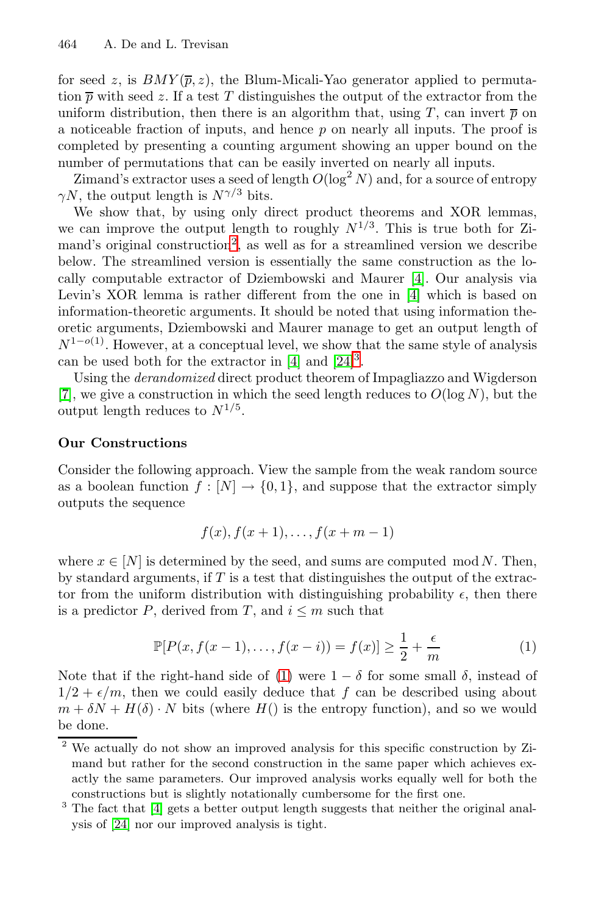for seed $z$, is $BMY(\overline{p}, z)$, the Blum-Micali-Yao generator applied to permutation $\overline{p}$ with seed $z$. If a test $T$ distinguishes the output of the extractor from the uniform distribution, then there is an algorithm that, using $T$, can invert $\overline{p}$ on a noticeable fraction of inputs, and hence $p$ on nearly all inputs. The proof is completed by presenting a counting argument showing an upper bound on the number of permutations that can be easily inverted on nearly all inputs.

Zimand's extractor uses a seed of length $O(\log^2 N)$ and, for a source of entropy $\gamma N$, the output length is $N^{\gamma/3}$ bits.

We show that, by using only direct product theorems and XOR lemmas, we can improve the output length to roughly $N^{1/3}$. This is true both for Zimand's original construction[2], as well as for a streamlined version we describe below. The streamlined version is essentially the same construction as the locally computable extractor of Dziembowski and Maurer [4]. Our analysis via Levin's XOR lemma is rather different from the one in [4] which is based on information-theoretic arguments. It should be noted that using information theoretic arguments, Dziembowski and Maurer manage to get an output length of $N^{1-o(1)}$. However, at a conceptual level, we show that the same style of analysis can be used both for the extractor in [4] and [24][3].

Using the *derandomized* direct product theorem of Impagliazzo and Wigderson [7], we give a construction in which the seed length reduces to $O(\log N)$, but the output length reduces to $N^{1/5}$.

**Our Constructions**

Consider the following approach. View the sample from the weak random source as a boolean function $f : [N] \to \{0, 1\}$, and suppose that the extractor simply outputs the sequence

$$f(x), f(x+1), \ldots, f(x+m-1)$$

where $x \in [N]$ is determined by the seed, and sums are computed $\bmod N$. Then, by standard arguments, if $T$ is a test that distinguishes the output of the extractor from the uniform distribution with distinguishing probability $\epsilon$, then there is a predictor $P$, derived from $T$, and $i \leq m$ such that

$$\mathbb{P}[P(x, f(x-1), \ldots, f(x-i)) = f(x)] \geq \frac{1}{2} + \frac{\epsilon}{m} \tag{1}$$

Note that if the right-hand side of (1) were $1 - \delta$ for some small $\delta$, instead of $1/2 + \epsilon/m$, then we could easily deduce that $f$ can be described using about $m + \delta N + H(\delta) \cdot N$ bits (where $H()$ is the entropy function), and so we would be done.

[2] We actually do not show an improved analysis for this specific construction by Zimand but rather for the second construction in the same paper which achieves exactly the same parameters. Our improved analysis works equally well for both the constructions but is slightly notationally cumbersome for the first one.

[3] The fact that [4] gets a better output length suggests that neither the original analysis of [24] nor our improved analysis is tight.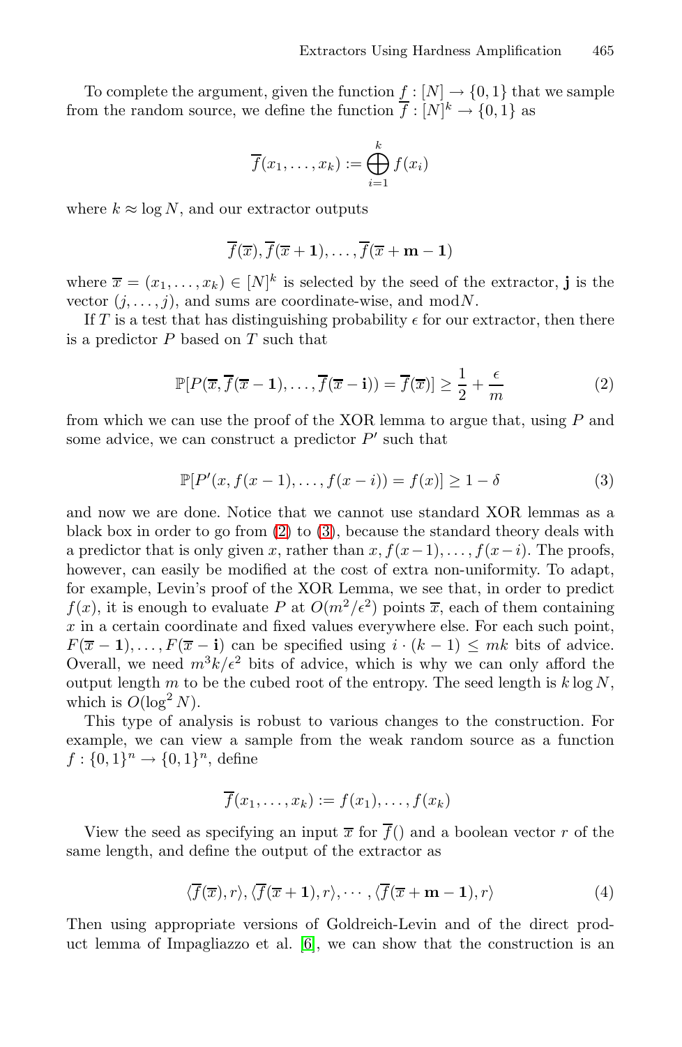To complete the argument, given the function $f : [N] \to \{0, 1\}$ that we sample from the random source, we define the function $\overline{f} : [N]^k \to \{0, 1\}$ as

$$\overline{f}(x_1, \ldots, x_k) := \bigoplus_{i=1}^{k} f(x_i)$$

where $k \approx \log N$, and our extractor outputs

$$\overline{f}(\overline{x}), \overline{f}(\overline{x} + \mathbf{1}), \ldots, \overline{f}(\overline{x} + \mathbf{m} - \mathbf{1})$$

where $\overline{x} = (x_1, \ldots, x_k) \in [N]^k$ is selected by the seed of the extractor, $\mathbf{j}$ is the vector $(j, \ldots, j)$, and sums are coordinate-wise, and mod$N$.

If $T$ is a test that has distinguishing probability $\epsilon$ for our extractor, then there is a predictor $P$ based on $T$ such that

$$\mathbb{P}[P(\overline{x}, \overline{f}(\overline{x} - \mathbf{1}), \ldots, \overline{f}(\overline{x} - \mathbf{i})) = \overline{f}(\overline{x})] \geq \frac{1}{2} + \frac{\epsilon}{m} \tag{2}$$

from which we can use the proof of the XOR lemma to argue that, using $P$ and some advice, we can construct a predictor $P'$ such that

$$\mathbb{P}[P'(x, f(x - 1), \ldots, f(x - i)) = f(x)] \geq 1 - \delta \tag{3}$$

and now we are done. Notice that we cannot use standard XOR lemmas as a black box in order to go from (2) to (3), because the standard theory deals with a predictor that is only given $x$, rather than $x, f(x-1), \ldots, f(x-i)$. The proofs, however, can easily be modified at the cost of extra non-uniformity. To adapt, for example, Levin's proof of the XOR Lemma, we see that, in order to predict $f(x)$, it is enough to evaluate $P$ at $O(m^2/\epsilon^2)$ points $\overline{x}$, each of them containing $x$ in a certain coordinate and fixed values everywhere else. For each such point, $F(\overline{x} - \mathbf{1}), \ldots, F(\overline{x} - \mathbf{i})$ can be specified using $i \cdot (k-1) \leq mk$ bits of advice. Overall, we need $m^3 k/\epsilon^2$ bits of advice, which is why we can only afford the output length $m$ to be the cubed root of the entropy. The seed length is $k \log N$, which is $O(\log^2 N)$.

This type of analysis is robust to various changes to the construction. For example, we can view a sample from the weak random source as a function $f : \{0, 1\}^n \to \{0, 1\}^n$, define

$$\overline{f}(x_1, \ldots, x_k) := f(x_1), \ldots, f(x_k)$$

View the seed as specifying an input $\overline{x}$ for $\overline{f}()$ and a boolean vector $r$ of the same length, and define the output of the extractor as

$$\langle \overline{f}(\overline{x}), r\rangle, \langle \overline{f}(\overline{x} + \mathbf{1}), r\rangle, \cdots, \langle \overline{f}(\overline{x} + \mathbf{m} - \mathbf{1}), r\rangle \tag{4}$$

Then using appropriate versions of Goldreich-Levin and of the direct product lemma of Impagliazzo et al. [6], we can show that the construction is an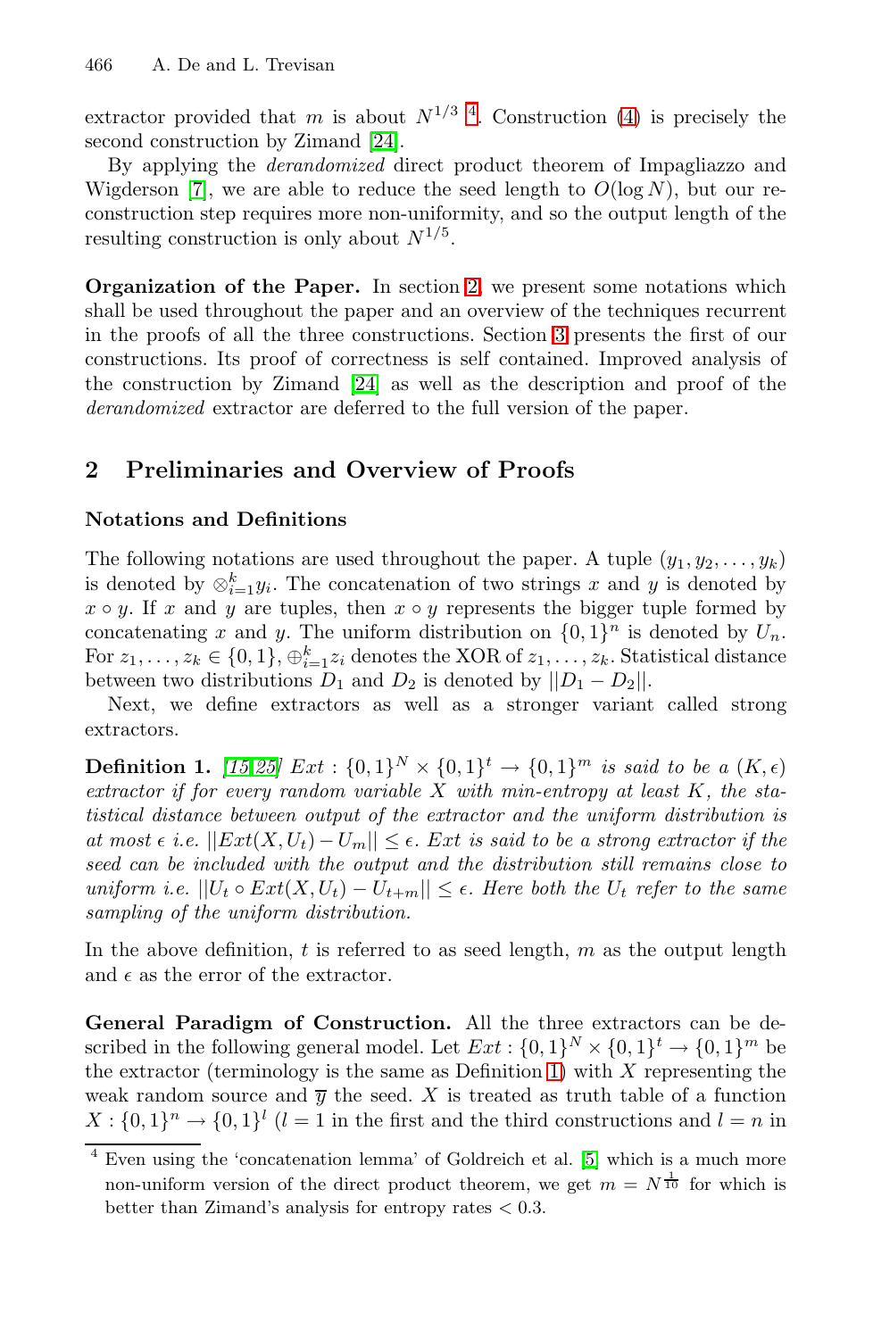extractor provided that $m$ is about $N^{1/3}$ [4]. Construction (4) is precisely the second construction by Zimand [24].

By applying the *derandomized* direct product theorem of Impagliazzo and Wigderson [7], we are able to reduce the seed length to $O(\log N)$, but our reconstruction step requires more non-uniformity, and so the output length of the resulting construction is only about $N^{1/5}$.

**Organization of the Paper.** In section 2, we present some notations which shall be used throughout the paper and an overview of the techniques recurrent in the proofs of all the three constructions. Section 3 presents the first of our constructions. Its proof of correctness is self contained. Improved analysis of the construction by Zimand [24] as well as the description and proof of the *derandomized* extractor are deferred to the full version of the paper.

## 2 Preliminaries and Overview of Proofs

### Notations and Definitions

The following notations are used throughout the paper. A tuple $(y_1, y_2, \ldots, y_k)$ is denoted by $\otimes_{i=1}^{k} y_i$. The concatenation of two strings $x$ and $y$ is denoted by $x \circ y$. If $x$ and $y$ are tuples, then $x \circ y$ represents the bigger tuple formed by concatenating $x$ and $y$. The uniform distribution on $\{0,1\}^n$ is denoted by $U_n$. For $z_1, \ldots, z_k \in \{0,1\}$, $\oplus_{i=1}^{k} z_i$ denotes the XOR of $z_1, \ldots, z_k$. Statistical distance between two distributions $D_1$ and $D_2$ is denoted by $||D_1 - D_2||$.

Next, we define extractors as well as a stronger variant called strong extractors.

**Definition 1.** *[15,25] $Ext : \{0,1\}^N \times \{0,1\}^t \rightarrow \{0,1\}^m$ is said to be a $(K, \epsilon)$ extractor if for every random variable $X$ with min-entropy at least $K$, the statistical distance between output of the extractor and the uniform distribution is at most $\epsilon$ i.e. $||Ext(X, U_t) - U_m|| \leq \epsilon$. $Ext$ is said to be a strong extractor if the seed can be included with the output and the distribution still remains close to uniform i.e. $||U_t \circ Ext(X, U_t) - U_{t+m}|| \leq \epsilon$. Here both the $U_t$ refer to the same sampling of the uniform distribution.*

In the above definition, $t$ is referred to as seed length, $m$ as the output length and $\epsilon$ as the error of the extractor.

**General Paradigm of Construction.** All the three extractors can be described in the following general model. Let $Ext : \{0,1\}^N \times \{0,1\}^t \rightarrow \{0,1\}^m$ be the extractor (terminology is the same as Definition 1) with $X$ representing the weak random source and $\overline{y}$ the seed. $X$ is treated as truth table of a function $X : \{0,1\}^n \rightarrow \{0,1\}^l$ ($l = 1$ in the first and the third constructions and $l = n$ in

[4] Even using the 'concatenation lemma' of Goldreich et al. [5] which is a much more non-uniform version of the direct product theorem, we get $m = N^{\frac{1}{10}}$ for which is better than Zimand's analysis for entropy rates $< 0.3$.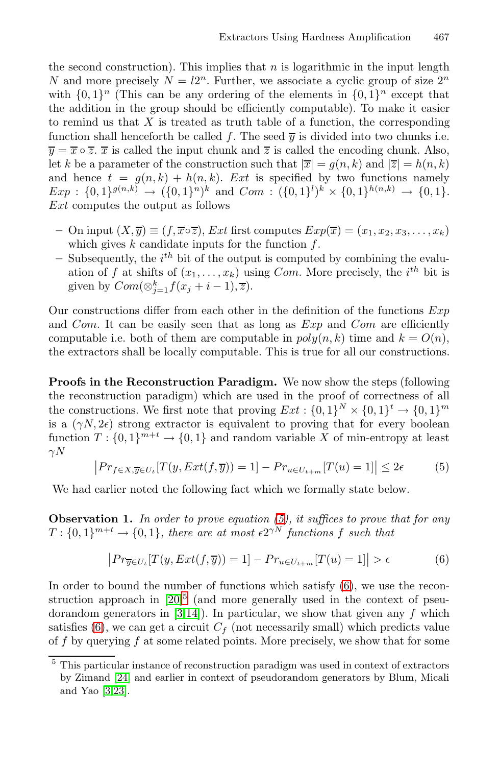the second construction). This implies that $n$ is logarithmic in the input length $N$ and more precisely $N = l2^n$. Further, we associate a cyclic group of size $2^n$ with $\{0,1\}^n$ (This can be any ordering of the elements in $\{0,1\}^n$ except that the addition in the group should be efficiently computable). To make it easier to remind us that $X$ is treated as truth table of a function, the corresponding function shall henceforth be called $f$. The seed $\overline{y}$ is divided into two chunks i.e. $\overline{y} = \overline{x} \circ \overline{z}$. $\overline{x}$ is called the input chunk and $\overline{z}$ is called the encoding chunk. Also, let $k$ be a parameter of the construction such that $|\overline{x}| = g(n,k)$ and $|\overline{z}| = h(n,k)$ and hence $t = g(n,k) + h(n,k)$. $Ext$ is specified by two functions namely $Exp : \{0,1\}^{g(n,k)} \rightarrow (\{0,1\}^n)^k$ and $Com : (\{0,1\}^l)^k \times \{0,1\}^{h(n,k)} \rightarrow \{0,1\}$. $Ext$ computes the output as follows

- On input $(X, \overline{y}) \equiv (f, \overline{x} \circ \overline{z})$, $Ext$ first computes $Exp(\overline{x}) = (x_1, x_2, x_3, \ldots, x_k)$ which gives $k$ candidate inputs for the function $f$.
- Subsequently, the $i^{th}$ bit of the output is computed by combining the evaluation of $f$ at shifts of $(x_1, \ldots, x_k)$ using $Com$. More precisely, the $i^{th}$ bit is given by $Com(\otimes_{j=1}^{k} f(x_j + i - 1), \overline{z})$.

Our constructions differ from each other in the definition of the functions $Exp$ and $Com$. It can be easily seen that as long as $Exp$ and $Com$ are efficiently computable i.e. both of them are computable in $poly(n,k)$ time and $k = O(n)$, the extractors shall be locally computable. This is true for all our constructions.

**Proofs in the Reconstruction Paradigm.** We now show the steps (following the reconstruction paradigm) which are used in the proof of correctness of all the constructions. We first note that proving $Ext : \{0,1\}^N \times \{0,1\}^t \rightarrow \{0,1\}^m$ is a $(\gamma N, 2\epsilon)$ strong extractor is equivalent to proving that for every boolean function $T : \{0,1\}^{m+t} \rightarrow \{0,1\}$ and random variable $X$ of min-entropy at least $\gamma N$

$$\left| Pr_{f \in X, \overline{y} \in U_t}[T(y, Ext(f, \overline{y})) = 1] - Pr_{u \in U_{t+m}}[T(u) = 1] \right| \leq 2\epsilon \tag{5}$$

We had earlier noted the following fact which we formally state below.

**Observation 1.** *In order to prove equation (5), it suffices to prove that for any $T : \{0,1\}^{m+t} \rightarrow \{0,1\}$, there are at most $\epsilon 2^{\gamma N}$ functions $f$ such that*

$$\left| Pr_{\overline{y} \in U_t}[T(y, Ext(f, \overline{y})) = 1] - Pr_{u \in U_{t+m}}[T(u) = 1] \right| > \epsilon \tag{6}$$

In order to bound the number of functions which satisfy (6), we use the reconstruction approach in [20][5] (and more generally used in the context of pseudorandom generators in [3,14]). In particular, we show that given any $f$ which satisfies (6), we can get a circuit $C_f$ (not necessarily small) which predicts value of $f$ by querying $f$ at some related points. More precisely, we show that for some

[5] This particular instance of reconstruction paradigm was used in context of extractors by Zimand [24] and earlier in context of pseudorandom generators by Blum, Micali and Yao [3,23].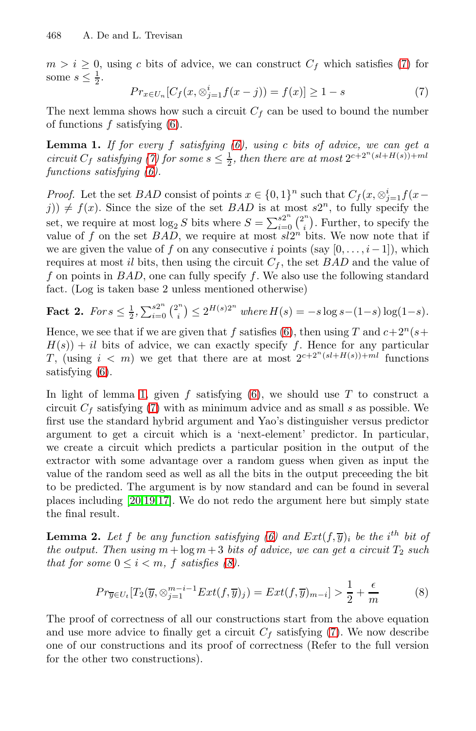$m > i \geq 0$, using $c$ bits of advice, we can construct $C_f$ which satisfies (7) for some $s \leq \frac{1}{2}$.

$$Pr_{x \in U_n}[C_f(x, \otimes_{j=1}^{i} f(x-j)) = f(x)] \geq 1 - s \tag{7}$$

The next lemma shows how such a circuit $C_f$ can be used to bound the number of functions $f$ satisfying (6).

**Lemma 1.** *If for every $f$ satisfying (6), using $c$ bits of advice, we can get a circuit $C_f$ satisfying (7) for some $s \leq \frac{1}{2}$, then there are at most $2^{c+2^n(sl+H(s))+ml}$ functions satisfying (6).*

*Proof.* Let the set $BAD$ consist of points $x \in \{0,1\}^n$ such that $C_f(x, \otimes_{j=1}^{i} f(x-j)) \neq f(x)$. Since the size of the set $BAD$ is at most $s2^n$, to fully specify the set, we require at most $\log_2 S$ bits where $S = \sum_{i=0}^{s2^n} \binom{2^n}{i}$. Further, to specify the value of $f$ on the set $BAD$, we require at most $sl2^n$ bits. We now note that if we are given the value of $f$ on any consecutive $i$ points (say $[0, \ldots, i-1]$), which requires at most $il$ bits, then using the circuit $C_f$, the set $BAD$ and the value of $f$ on points in $BAD$, one can fully specify $f$. We also use the following standard fact. (Log is taken base 2 unless mentioned otherwise)

**Fact 2.** *For $s \leq \frac{1}{2}$, $\sum_{i=0}^{s2^n} \binom{2^n}{i} \leq 2^{H(s)2^n}$ where $H(s) = -s\log s - (1-s)\log(1-s)$.*

Hence, we see that if we are given that $f$ satisfies (6), then using $T$ and $c + 2^n(s + H(s)) + il$ bits of advice, we can exactly specify $f$. Hence for any particular $T$, (using $i < m$) we get that there are at most $2^{c+2^n(sl+H(s))+ml}$ functions satisfying (6).

In light of lemma 1, given $f$ satisfying (6), we should use $T$ to construct a circuit $C_f$ satisfying (7) with as minimum advice and as small $s$ as possible. We first use the standard hybrid argument and Yao's distinguisher versus predictor argument to get a circuit which is a 'next-element' predictor. In particular, we create a circuit which predicts a particular position in the output of the extractor with some advantage over a random guess when given as input the value of the random seed as well as all the bits in the output preceeding the bit to be predicted. The argument is by now standard and can be found in several places including [20,19,17]. We do not redo the argument here but simply state the final result.

**Lemma 2.** *Let $f$ be any function satisfying (6) and $Ext(f, \overline{y})_i$ be the $i^{th}$ bit of the output. Then using $m + \log m + 3$ bits of advice, we can get a circuit $T_2$ such that for some $0 \leq i < m$, $f$ satisfies (8).*

$$Pr_{\overline{y} \in U_t}[T_2(\overline{y}, \otimes_{j=1}^{m-i-1} Ext(f, \overline{y})_j) = Ext(f, \overline{y})_{m-i}] > \frac{1}{2} + \frac{\epsilon}{m} \tag{8}$$

The proof of correctness of all our constructions start from the above equation and use more advice to finally get a circuit $C_f$ satisfying (7). We now describe one of our constructions and its proof of correctness (Refer to the full version for the other two constructions).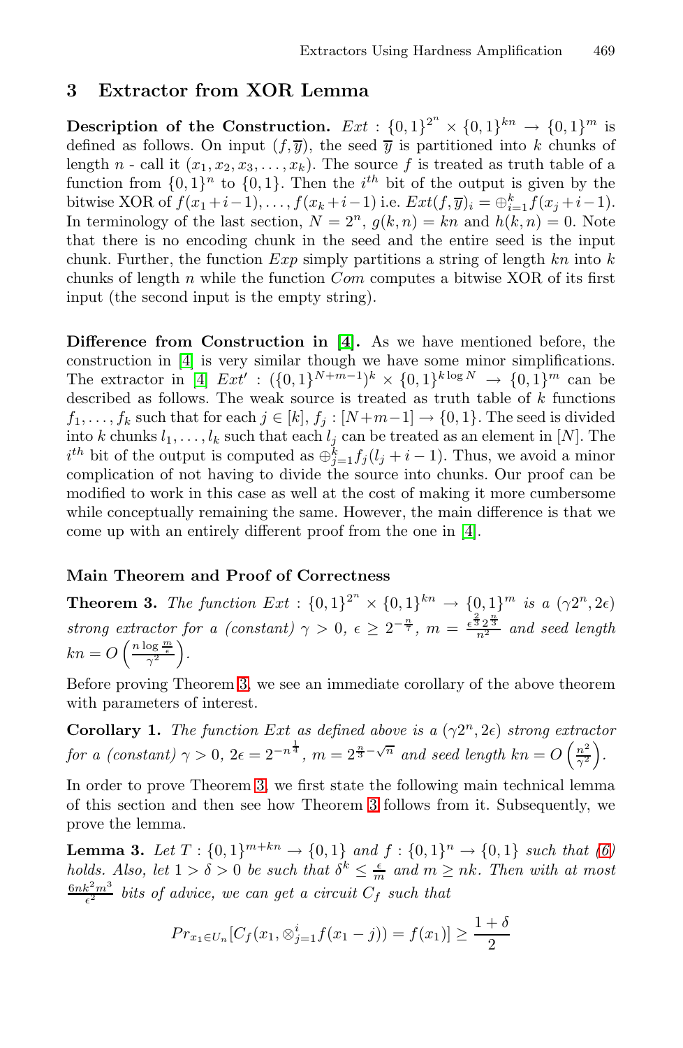## 3 Extractor from XOR Lemma

**Description of the Construction.** $Ext : \{0,1\}^{2^n} \times \{0,1\}^{kn} \to \{0,1\}^m$ is defined as follows. On input $(f, \overline{y})$, the seed $\overline{y}$ is partitioned into $k$ chunks of length $n$ - call it $(x_1, x_2, x_3, \ldots, x_k)$. The source $f$ is treated as truth table of a function from $\{0,1\}^n$ to $\{0,1\}$. Then the $i^{th}$ bit of the output is given by the bitwise XOR of $f(x_1+i-1), \ldots, f(x_k+i-1)$ i.e. $Ext(f, \overline{y})_i = \oplus_{i=1}^{k} f(x_j+i-1)$. In terminology of the last section, $N = 2^n$, $g(k,n) = kn$ and $h(k,n) = 0$. Note that there is no encoding chunk in the seed and the entire seed is the input chunk. Further, the function $Exp$ simply partitions a string of length $kn$ into $k$ chunks of length $n$ while the function $Com$ computes a bitwise XOR of its first input (the second input is the empty string).

**Difference from Construction in [4].** As we have mentioned before, the construction in [4] is very similar though we have some minor simplifications. The extractor in [4] $Ext' : (\{0,1\}^{N+m-1})^k \times \{0,1\}^{k \log N} \to \{0,1\}^m$ can be described as follows. The weak source is treated as truth table of $k$ functions $f_1, \ldots, f_k$ such that for each $j \in [k]$, $f_j : [N+m-1] \to \{0,1\}$. The seed is divided into $k$ chunks $l_1, \ldots, l_k$ such that each $l_j$ can be treated as an element in $[N]$. The $i^{th}$ bit of the output is computed as $\oplus_{j=1}^{k} f_j(l_j+i-1)$. Thus, we avoid a minor complication of not having to divide the source into chunks. Our proof can be modified to work in this case as well at the cost of making it more cumbersome while conceptually remaining the same. However, the main difference is that we come up with an entirely different proof from the one in [4].

### Main Theorem and Proof of Correctness

**Theorem 3.** *The function* $Ext : \{0,1\}^{2^n} \times \{0,1\}^{kn} \to \{0,1\}^m$ *is a* $(\gamma 2^n, 2\epsilon)$ *strong extractor for a (constant)* $\gamma > 0$, $\epsilon \geq 2^{-\frac{n}{7}}$, $m = \frac{\epsilon^{\frac{2}{3}} 2^{\frac{n}{3}}}{n^2}$ *and seed length* $kn = O\left(\frac{n \log \frac{m}{\epsilon}}{\gamma^2}\right)$.

Before proving Theorem 3, we see an immediate corollary of the above theorem with parameters of interest.

**Corollary 1.** *The function Ext as defined above is a* $(\gamma 2^n, 2\epsilon)$ *strong extractor for a (constant)* $\gamma > 0$, $2\epsilon = 2^{-n^{\frac{1}{4}}}$, $m = 2^{\frac{n}{3} - \sqrt{n}}$ *and seed length* $kn = O\left(\frac{n^2}{\gamma^2}\right)$.

In order to prove Theorem 3, we first state the following main technical lemma of this section and then see how Theorem 3 follows from it. Subsequently, we prove the lemma.

**Lemma 3.** *Let* $T : \{0,1\}^{m+kn} \to \{0,1\}$ *and* $f : \{0,1\}^n \to \{0,1\}$ *such that (6) holds. Also, let* $1 > \delta > 0$ *be such that* $\delta^k \leq \frac{\epsilon}{m}$ *and* $m \geq nk$. *Then with at most* $\frac{6nk^2m^3}{\epsilon^2}$ *bits of advice, we can get a circuit* $C_f$ *such that*

$$Pr_{x_1 \in U_n}[C_f(x_1, \otimes_{j=1}^{i} f(x_1 - j)) = f(x_1)] \geq \frac{1+\delta}{2}$$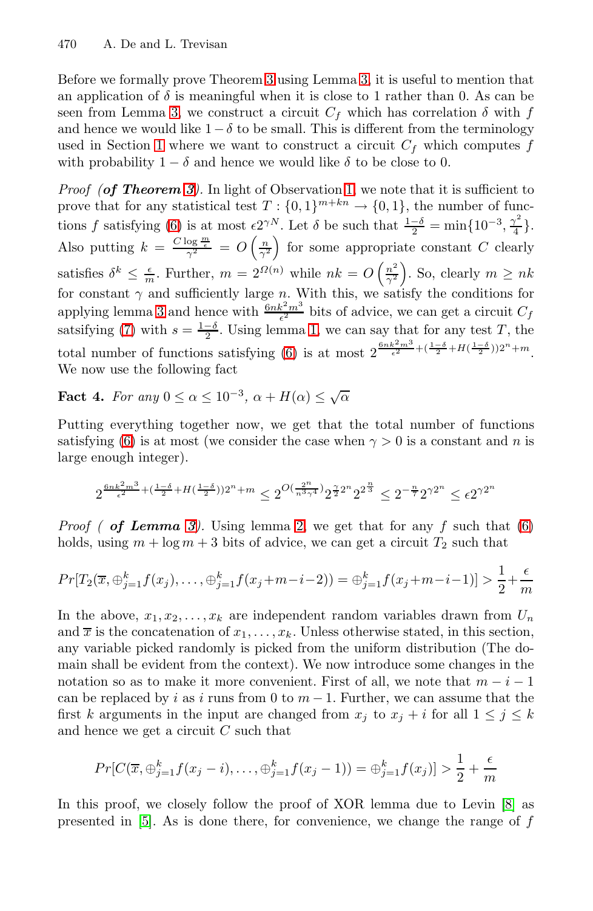Before we formally prove Theorem 3 using Lemma 3, it is useful to mention that an application of $\delta$ is meaningful when it is close to 1 rather than 0. As can be seen from Lemma 3, we construct a circuit $C_f$ which has correlation $\delta$ with $f$ and hence we would like $1-\delta$ to be small. This is different from the terminology used in Section 1 where we want to construct a circuit $C_f$ which computes $f$ with probability $1-\delta$ and hence we would like $\delta$ to be close to 0.

*Proof (**of Theorem 3**).* In light of Observation 1, we note that it is sufficient to prove that for any statistical test $T : \{0,1\}^{m+kn} \to \{0,1\}$, the number of functions $f$ satisfying (6) is at most $\epsilon 2^{\gamma N}$. Let $\delta$ be such that $\frac{1-\delta}{2} = \min\{10^{-3}, \frac{\gamma^2}{4}\}$. Also putting $k = \frac{C \log \frac{m}{\epsilon}}{\gamma^2} = O\left(\frac{n}{\gamma^2}\right)$ for some appropriate constant $C$ clearly satisfies $\delta^k \leq \frac{\epsilon}{m}$. Further, $m = 2^{\Omega(n)}$ while $nk = O\left(\frac{n^2}{\gamma^2}\right)$. So, clearly $m \geq nk$ for constant $\gamma$ and sufficiently large $n$. With this, we satisfy the conditions for applying lemma 3 and hence with $\frac{6nk^2m^3}{\epsilon^2}$ bits of advice, we can get a circuit $C_f$ satsifying (7) with $s = \frac{1-\delta}{2}$. Using lemma 1, we can say that for any test $T$, the total number of functions satisfying (6) is at most $2^{\frac{6nk^2m^3}{\epsilon^2} + (\frac{1-\delta}{2} + H(\frac{1-\delta}{2}))2^n + m}$. We now use the following fact

**Fact 4.** *For any $0 \leq \alpha \leq 10^{-3}$, $\alpha + H(\alpha) \leq \sqrt{\alpha}$*

Putting everything together now, we get that the total number of functions satisfying (6) is at most (we consider the case when $\gamma > 0$ is a constant and $n$ is large enough integer).

$$2^{\frac{6nk^2m^3}{\epsilon^2} + (\frac{1-\delta}{2} + H(\frac{1-\delta}{2}))2^n + m} \leq 2^{O(\frac{2^n}{n^3\gamma^4})} 2^{\frac{\gamma}{2}2^n} 2^{2^{\frac{n}{3}}} \leq 2^{-\frac{n}{7}} 2^{\gamma 2^n} \leq \epsilon 2^{\gamma 2^n}$$

*Proof ( **of Lemma 3**).* Using lemma 2, we get that for any $f$ such that (6) holds, using $m + \log m + 3$ bits of advice, we can get a circuit $T_2$ such that

$$Pr[T_2(\overline{x}, \oplus_{j=1}^k f(x_j), \ldots, \oplus_{j=1}^k f(x_j + m - i - 2)) = \oplus_{j=1}^k f(x_j + m - i - 1)] > \frac{1}{2} + \frac{\epsilon}{m}$$

In the above, $x_1, x_2, \ldots, x_k$ are independent random variables drawn from $U_n$ and $\overline{x}$ is the concatenation of $x_1, \ldots, x_k$. Unless otherwise stated, in this section, any variable picked randomly is picked from the uniform distribution (The domain shall be evident from the context). We now introduce some changes in the notation so as to make it more convenient. First of all, we note that $m - i - 1$ can be replaced by $i$ as $i$ runs from 0 to $m-1$. Further, we can assume that the first $k$ arguments in the input are changed from $x_j$ to $x_j + i$ for all $1 \leq j \leq k$ and hence we get a circuit $C$ such that

$$Pr[C(\overline{x}, \oplus_{j=1}^k f(x_j - i), \ldots, \oplus_{j=1}^k f(x_j - 1)) = \oplus_{j=1}^k f(x_j)] > \frac{1}{2} + \frac{\epsilon}{m}$$

In this proof, we closely follow the proof of XOR lemma due to Levin [8] as presented in [5]. As is done there, for convenience, we change the range of $f$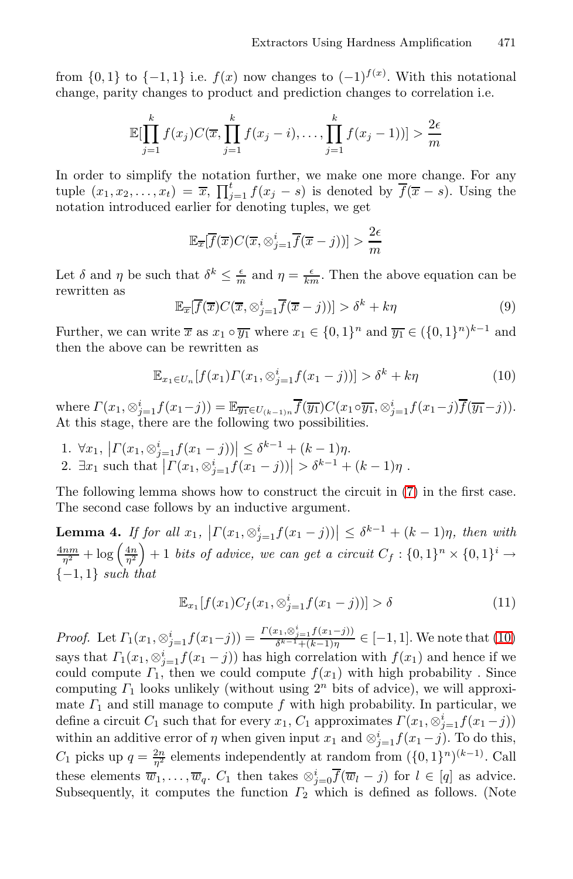from $\{0,1\}$ to $\{-1,1\}$ i.e. $f(x)$ now changes to $(-1)^{f(x)}$. With this notational change, parity changes to product and prediction changes to correlation i.e.

$$\mathbb{E}[\prod_{j=1}^{k} f(x_j) C(\overline{x}, \prod_{j=1}^{k} f(x_j - i), \ldots, \prod_{j=1}^{k} f(x_j - 1))] > \frac{2\epsilon}{m}$$

In order to simplify the notation further, we make one more change. For any tuple $(x_1, x_2, \ldots, x_t) = \overline{x}$, $\prod_{j=1}^{t} f(x_j - s)$ is denoted by $\overline{f}(\overline{x} - s)$. Using the notation introduced earlier for denoting tuples, we get

$$\mathbb{E}_{\overline{x}}[\overline{f}(\overline{x}) C(\overline{x}, \otimes_{j=1}^{i} \overline{f}(\overline{x} - j))] > \frac{2\epsilon}{m}$$

Let $\delta$ and $\eta$ be such that $\delta^k \leq \frac{\epsilon}{m}$ and $\eta = \frac{\epsilon}{km}$. Then the above equation can be rewritten as

$$\mathbb{E}_{\overline{x}}[\overline{f}(\overline{x}) C(\overline{x}, \otimes_{j=1}^{i} \overline{f}(\overline{x} - j))] > \delta^k + k\eta \tag{9}$$

Further, we can write $\overline{x}$ as $x_1 \circ \overline{y_1}$ where $x_1 \in \{0,1\}^n$ and $\overline{y_1} \in (\{0,1\}^n)^{k-1}$ and then the above can be rewritten as

$$\mathbb{E}_{x_1 \in U_n}[f(x_1) \Gamma(x_1, \otimes_{j=1}^{i} f(x_1 - j))] > \delta^k + k\eta \tag{10}$$

where $\Gamma(x_1, \otimes_{j=1}^{i} f(x_1 - j)) = \mathbb{E}_{\overline{y_1} \in U_{(k-1)n}} \overline{f}(\overline{y_1}) C(x_1 \circ \overline{y_1}, \otimes_{j=1}^{i} f(x_1 - j) \overline{f}(\overline{y_1} - j))$. At this stage, there are the following two possibilities.

1. $\forall x_1$, $\left|\Gamma(x_1, \otimes_{j=1}^{i} f(x_1 - j))\right| \leq \delta^{k-1} + (k-1)\eta$.
2. $\exists x_1$ such that $\left|\Gamma(x_1, \otimes_{j=1}^{i} f(x_1 - j))\right| > \delta^{k-1} + (k-1)\eta$ .

The following lemma shows how to construct the circuit in (7) in the first case. The second case follows by an inductive argument.

**Lemma 4.** *If for all $x_1$, $\left|\Gamma(x_1, \otimes_{j=1}^{i} f(x_1 - j))\right| \leq \delta^{k-1} + (k-1)\eta$, then with $\frac{4nm}{\eta^2} + \log\left(\frac{4n}{\eta^2}\right) + 1$ bits of advice, we can get a circuit $C_f : \{0,1\}^n \times \{0,1\}^i \to \{-1,1\}$ such that*

$$\mathbb{E}_{x_1}[f(x_1) C_f(x_1, \otimes_{j=1}^{i} f(x_1 - j))] > \delta \tag{11}$$

*Proof.* Let $\Gamma_1(x_1, \otimes_{j=1}^{i} f(x_1 - j)) = \frac{\Gamma(x_1, \otimes_{j=1}^{i} f(x_1 - j))}{\delta^{k-1} + (k-1)\eta} \in [-1,1]$. We note that (10) says that $\Gamma_1(x_1, \otimes_{j=1}^{i} f(x_1 - j))$ has high correlation with $f(x_1)$ and hence if we could compute $\Gamma_1$, then we could compute $f(x_1)$ with high probability . Since computing $\Gamma_1$ looks unlikely (without using $2^n$ bits of advice), we will approximate $\Gamma_1$ and still manage to compute $f$ with high probability. In particular, we define a circuit $C_1$ such that for every $x_1$, $C_1$ approximates $\Gamma(x_1, \otimes_{j=1}^{i} f(x_1 - j))$ within an additive error of $\eta$ when given input $x_1$ and $\otimes_{j=1}^{i} f(x_1 - j)$. To do this, $C_1$ picks up $q = \frac{2n}{\eta^2}$ elements independently at random from $(\{0,1\}^n)^{(k-1)}$. Call these elements $\overline{w}_1, \ldots, \overline{w}_q$. $C_1$ then takes $\otimes_{j=0}^{i} \overline{f}(\overline{w}_l - j)$ for $l \in [q]$ as advice. Subsequently, it computes the function $\Gamma_2$ which is defined as follows. (Note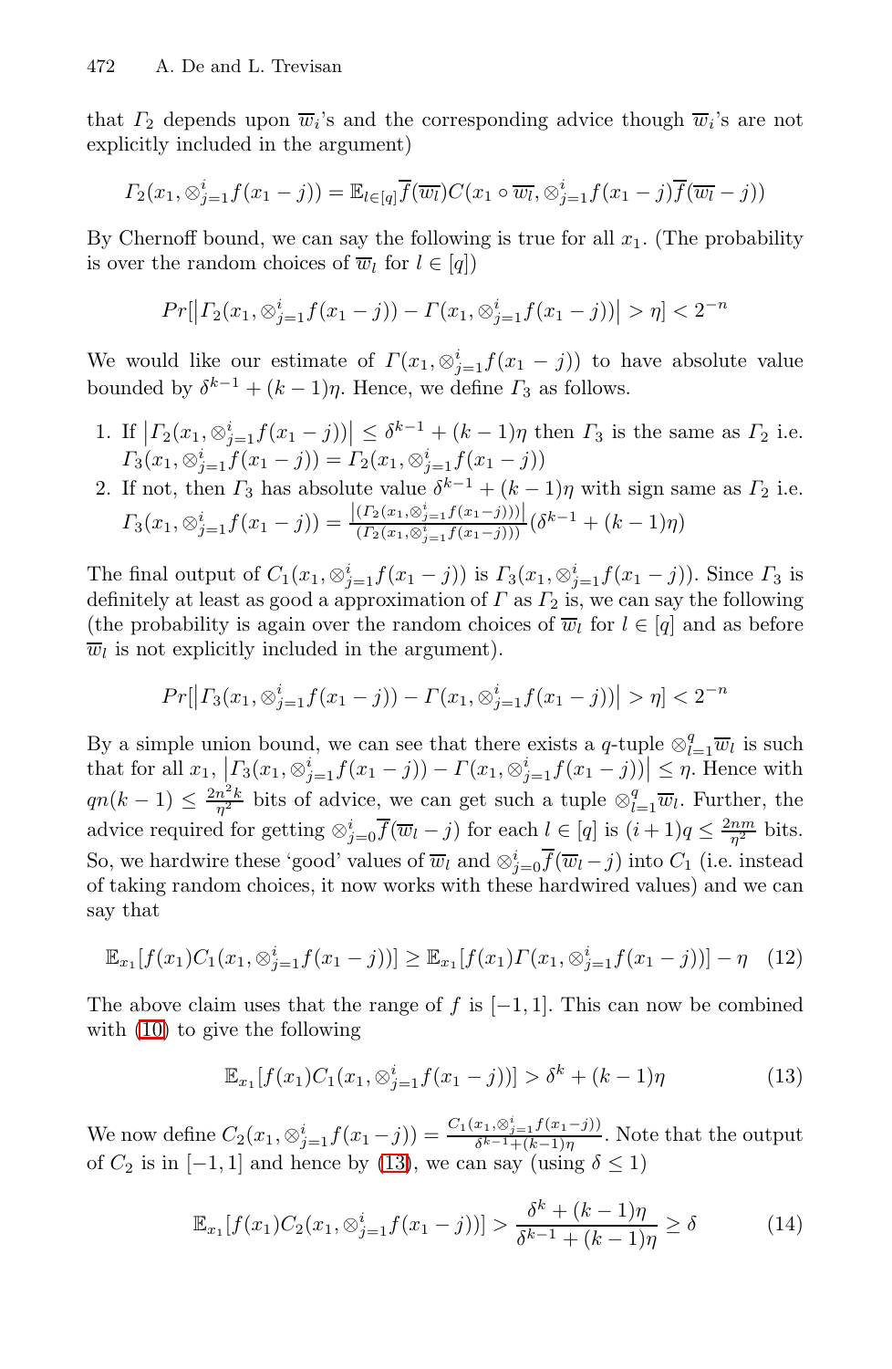that $\Gamma_2$ depends upon $\overline{w}_i$'s and the corresponding advice though $\overline{w}_i$'s are not explicitly included in the argument)

$$\Gamma_2(x_1, \otimes_{j=1}^{i} f(x_1 - j)) = \mathbb{E}_{l \in [q]} \overline{f}(\overline{w_l}) C(x_1 \circ \overline{w_l}, \otimes_{j=1}^{i} f(x_1 - j) \overline{f}(\overline{w_l} - j))$$

By Chernoff bound, we can say the following is true for all $x_1$. (The probability is over the random choices of $\overline{w}_l$ for $l \in [q]$)

$$Pr[\left|\Gamma_2(x_1, \otimes_{j=1}^{i} f(x_1 - j)) - \Gamma(x_1, \otimes_{j=1}^{i} f(x_1 - j))\right| > \eta] < 2^{-n}$$

We would like our estimate of $\Gamma(x_1, \otimes_{j=1}^{i} f(x_1 - j))$ to have absolute value bounded by $\delta^{k-1} + (k-1)\eta$. Hence, we define $\Gamma_3$ as follows.

1. If $\left|\Gamma_2(x_1, \otimes_{j=1}^{i} f(x_1 - j))\right| \leq \delta^{k-1} + (k-1)\eta$ then $\Gamma_3$ is the same as $\Gamma_2$ i.e. $\Gamma_3(x_1, \otimes_{j=1}^{i} f(x_1 - j)) = \Gamma_2(x_1, \otimes_{j=1}^{i} f(x_1 - j))$
2. If not, then $\Gamma_3$ has absolute value $\delta^{k-1} + (k-1)\eta$ with sign same as $\Gamma_2$ i.e. $\Gamma_3(x_1, \otimes_{j=1}^{i} f(x_1 - j)) = \frac{\left|(\Gamma_2(x_1, \otimes_{j=1}^{i} f(x_1 - j)))\right|}{(\Gamma_2(x_1, \otimes_{j=1}^{i} f(x_1 - j)))}(\delta^{k-1} + (k-1)\eta)$

The final output of $C_1(x_1, \otimes_{j=1}^{i} f(x_1 - j))$ is $\Gamma_3(x_1, \otimes_{j=1}^{i} f(x_1 - j))$. Since $\Gamma_3$ is definitely at least as good a approximation of $\Gamma$ as $\Gamma_2$ is, we can say the following (the probability is again over the random choices of $\overline{w}_l$ for $l \in [q]$ and as before $\overline{w}_l$ is not explicitly included in the argument).

$$Pr[\left|\Gamma_3(x_1, \otimes_{j=1}^{i} f(x_1 - j)) - \Gamma(x_1, \otimes_{j=1}^{i} f(x_1 - j))\right| > \eta] < 2^{-n}$$

By a simple union bound, we can see that there exists a $q$-tuple $\otimes_{l=1}^{q} \overline{w}_l$ is such that for all $x_1$, $\left|\Gamma_3(x_1, \otimes_{j=1}^{i} f(x_1 - j)) - \Gamma(x_1, \otimes_{j=1}^{i} f(x_1 - j))\right| \leq \eta$. Hence with $qn(k-1) \leq \frac{2n^2 k}{\eta^2}$ bits of advice, we can get such a tuple $\otimes_{l=1}^{q} \overline{w}_l$. Further, the advice required for getting $\otimes_{j=0}^{i} \overline{f}(\overline{w}_l - j)$ for each $l \in [q]$ is $(i+1)q \leq \frac{2nm}{\eta^2}$ bits. So, we hardwire these 'good' values of $\overline{w}_l$ and $\otimes_{j=0}^{i} \overline{f}(\overline{w}_l - j)$ into $C_1$ (i.e. instead of taking random choices, it now works with these hardwired values) and we can say that

$$\mathbb{E}_{x_1}[f(x_1) C_1(x_1, \otimes_{j=1}^{i} f(x_1 - j))] \geq \mathbb{E}_{x_1}[f(x_1) \Gamma(x_1, \otimes_{j=1}^{i} f(x_1 - j))] - \eta \quad (12)$$

The above claim uses that the range of $f$ is $[-1, 1]$. This can now be combined with (10) to give the following

$$\mathbb{E}_{x_1}[f(x_1) C_1(x_1, \otimes_{j=1}^{i} f(x_1 - j))] > \delta^k + (k-1)\eta \quad (13)$$

We now define $C_2(x_1, \otimes_{j=1}^{i} f(x_1 - j)) = \frac{C_1(x_1, \otimes_{j=1}^{i} f(x_1 - j))}{\delta^{k-1} + (k-1)\eta}$. Note that the output of $C_2$ is in $[-1, 1]$ and hence by (13), we can say (using $\delta \leq 1$)

$$\mathbb{E}_{x_1}[f(x_1) C_2(x_1, \otimes_{j=1}^{i} f(x_1 - j))] > \frac{\delta^k + (k-1)\eta}{\delta^{k-1} + (k-1)\eta} \geq \delta \quad (14)$$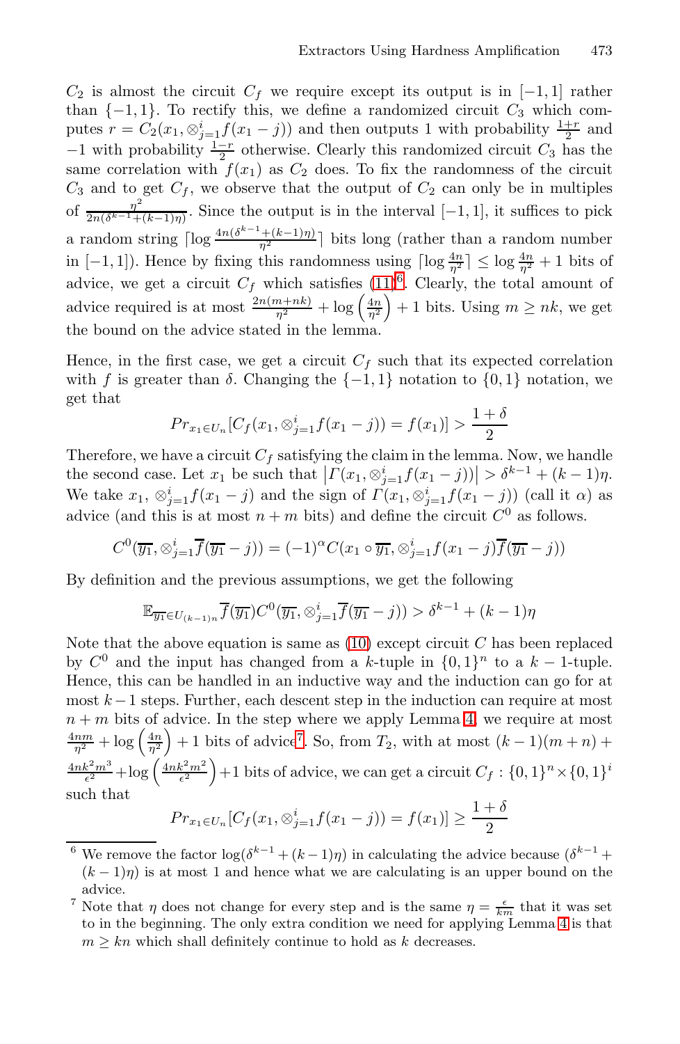$C_2$ is almost the circuit $C_f$ we require except its output is in $[-1,1]$ rather than $\{-1,1\}$. To rectify this, we define a randomized circuit $C_3$ which computes $r = C_2(x_1, \otimes_{j=1}^{i} f(x_1 - j))$ and then outputs 1 with probability $\frac{1+r}{2}$ and $-1$ with probability $\frac{1-r}{2}$ otherwise. Clearly this randomized circuit $C_3$ has the same correlation with $f(x_1)$ as $C_2$ does. To fix the randomness of the circuit $C_3$ and to get $C_f$, we observe that the output of $C_2$ can only be in multiples of $\frac{\eta^2}{2n(\delta^{k-1}+(k-1)\eta)}$. Since the output is in the interval $[-1,1]$, it suffices to pick a random string $\lceil \log \frac{4n(\delta^{k-1}+(k-1)\eta)}{\eta^2} \rceil$ bits long (rather than a random number in $[-1,1]$). Hence by fixing this randomness using $\lceil \log \frac{4n}{\eta^2} \rceil \le \log \frac{4n}{\eta^2} + 1$ bits of advice, we get a circuit $C_f$ which satisfies (11)[6]. Clearly, the total amount of advice required is at most $\frac{2n(m+nk)}{\eta^2} + \log\left(\frac{4n}{\eta^2}\right) + 1$ bits. Using $m \ge nk$, we get the bound on the advice stated in the lemma.

Hence, in the first case, we get a circuit $C_f$ such that its expected correlation with $f$ is greater than $\delta$. Changing the $\{-1,1\}$ notation to $\{0,1\}$ notation, we get that

$$Pr_{x_1 \in U_n}[C_f(x_1, \otimes_{j=1}^{i} f(x_1 - j)) = f(x_1)] > \frac{1+\delta}{2}$$

Therefore, we have a circuit $C_f$ satisfying the claim in the lemma. Now, we handle the second case. Let $x_1$ be such that $\left|\Gamma(x_1, \otimes_{j=1}^{i} f(x_1 - j))\right| > \delta^{k-1} + (k-1)\eta$. We take $x_1$, $\otimes_{j=1}^{i} f(x_1 - j)$ and the sign of $\Gamma(x_1, \otimes_{j=1}^{i} f(x_1 - j))$ (call it $\alpha$) as advice (and this is at most $n+m$ bits) and define the circuit $C^0$ as follows.

$$C^0(\overline{y_1}, \otimes_{j=1}^{i} \overline{f}(\overline{y_1} - j)) = (-1)^{\alpha} C(x_1 \circ \overline{y_1}, \otimes_{j=1}^{i} f(x_1 - j)\overline{f}(\overline{y_1} - j))$$

By definition and the previous assumptions, we get the following

$$\mathbb{E}_{\overline{y_1} \in U_{(k-1)n}} \overline{f}(\overline{y_1}) C^0(\overline{y_1}, \otimes_{j=1}^{i} \overline{f}(\overline{y_1} - j)) > \delta^{k-1} + (k-1)\eta$$

Note that the above equation is same as (10) except circuit $C$ has been replaced by $C^0$ and the input has changed from a $k$-tuple in $\{0,1\}^n$ to a $k-1$-tuple. Hence, this can be handled in an inductive way and the induction can go for at most $k-1$ steps. Further, each descent step in the induction can require at most $n+m$ bits of advice. In the step where we apply Lemma 4, we require at most $\frac{4nm}{\eta^2} + \log\left(\frac{4n}{\eta^2}\right) + 1$ bits of advice[7]. So, from $T_2$, with at most $(k-1)(m+n) + \frac{4nk^2m^3}{\epsilon^2} + \log\left(\frac{4nk^2m^2}{\epsilon^2}\right) + 1$ bits of advice, we can get a circuit $C_f : \{0,1\}^n \times \{0,1\}^i$ such that

$$Pr_{x_1 \in U_n}[C_f(x_1, \otimes_{j=1}^{i} f(x_1 - j)) = f(x_1)] \ge \frac{1+\delta}{2}$$

---

[6] We remove the factor $\log(\delta^{k-1} + (k-1)\eta)$ in calculating the advice because $(\delta^{k-1} + (k-1)\eta)$ is at most 1 and hence what we are calculating is an upper bound on the advice.

[7] Note that $\eta$ does not change for every step and is the same $\eta = \frac{\epsilon}{km}$ that it was set to in the beginning. The only extra condition we need for applying Lemma 4 is that $m \ge kn$ which shall definitely continue to hold as $k$ decreases.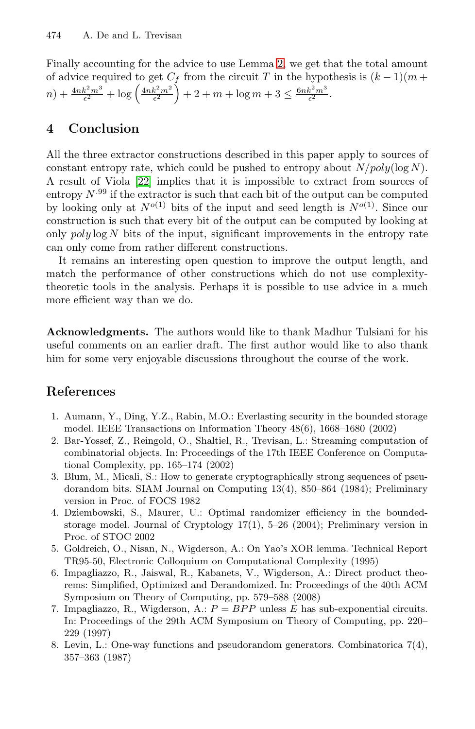Finally accounting for the advice to use Lemma 2, we get that the total amount of advice required to get $C_f$ from the circuit $T$ in the hypothesis is $(k-1)(m+n) + \frac{4nk^2m^3}{\epsilon^2} + \log\left(\frac{4nk^2m^2}{\epsilon^2}\right) + 2 + m + \log m + 3 \leq \frac{6nk^2m^3}{\epsilon^2}$.

## 4 Conclusion

All the three extractor constructions described in this paper apply to sources of constant entropy rate, which could be pushed to entropy about $N/poly(\log N)$. A result of Viola [22] implies that it is impossible to extract from sources of entropy $N^{.99}$ if the extractor is such that each bit of the output can be computed by looking only at $N^{o(1)}$ bits of the input and seed length is $N^{o(1)}$. Since our construction is such that every bit of the output can be computed by looking at only $poly \log N$ bits of the input, significant improvements in the entropy rate can only come from rather different constructions.

It remains an interesting open question to improve the output length, and match the performance of other constructions which do not use complexity-theoretic tools in the analysis. Perhaps it is possible to use advice in a much more efficient way than we do.

**Acknowledgments.** The authors would like to thank Madhur Tulsiani for his useful comments on an earlier draft. The first author would like to also thank him for some very enjoyable discussions throughout the course of the work.

## References

1. Aumann, Y., Ding, Y.Z., Rabin, M.O.: Everlasting security in the bounded storage model. IEEE Transactions on Information Theory 48(6), 1668–1680 (2002)
2. Bar-Yossef, Z., Reingold, O., Shaltiel, R., Trevisan, L.: Streaming computation of combinatorial objects. In: Proceedings of the 17th IEEE Conference on Computational Complexity, pp. 165–174 (2002)
3. Blum, M., Micali, S.: How to generate cryptographically strong sequences of pseudorandom bits. SIAM Journal on Computing 13(4), 850–864 (1984); Preliminary version in Proc. of FOCS 1982
4. Dziembowski, S., Maurer, U.: Optimal randomizer efficiency in the bounded-storage model. Journal of Cryptology 17(1), 5–26 (2004); Preliminary version in Proc. of STOC 2002
5. Goldreich, O., Nisan, N., Wigderson, A.: On Yao's XOR lemma. Technical Report TR95-50, Electronic Colloquium on Computational Complexity (1995)
6. Impagliazzo, R., Jaiswal, R., Kabanets, V., Wigderson, A.: Direct product theorems: Simplified, Optimized and Derandomized. In: Proceedings of the 40th ACM Symposium on Theory of Computing, pp. 579–588 (2008)
7. Impagliazzo, R., Wigderson, A.: $P = BPP$ unless $E$ has sub-exponential circuits. In: Proceedings of the 29th ACM Symposium on Theory of Computing, pp. 220–229 (1997)
8. Levin, L.: One-way functions and pseudorandom generators. Combinatorica 7(4), 357–363 (1987)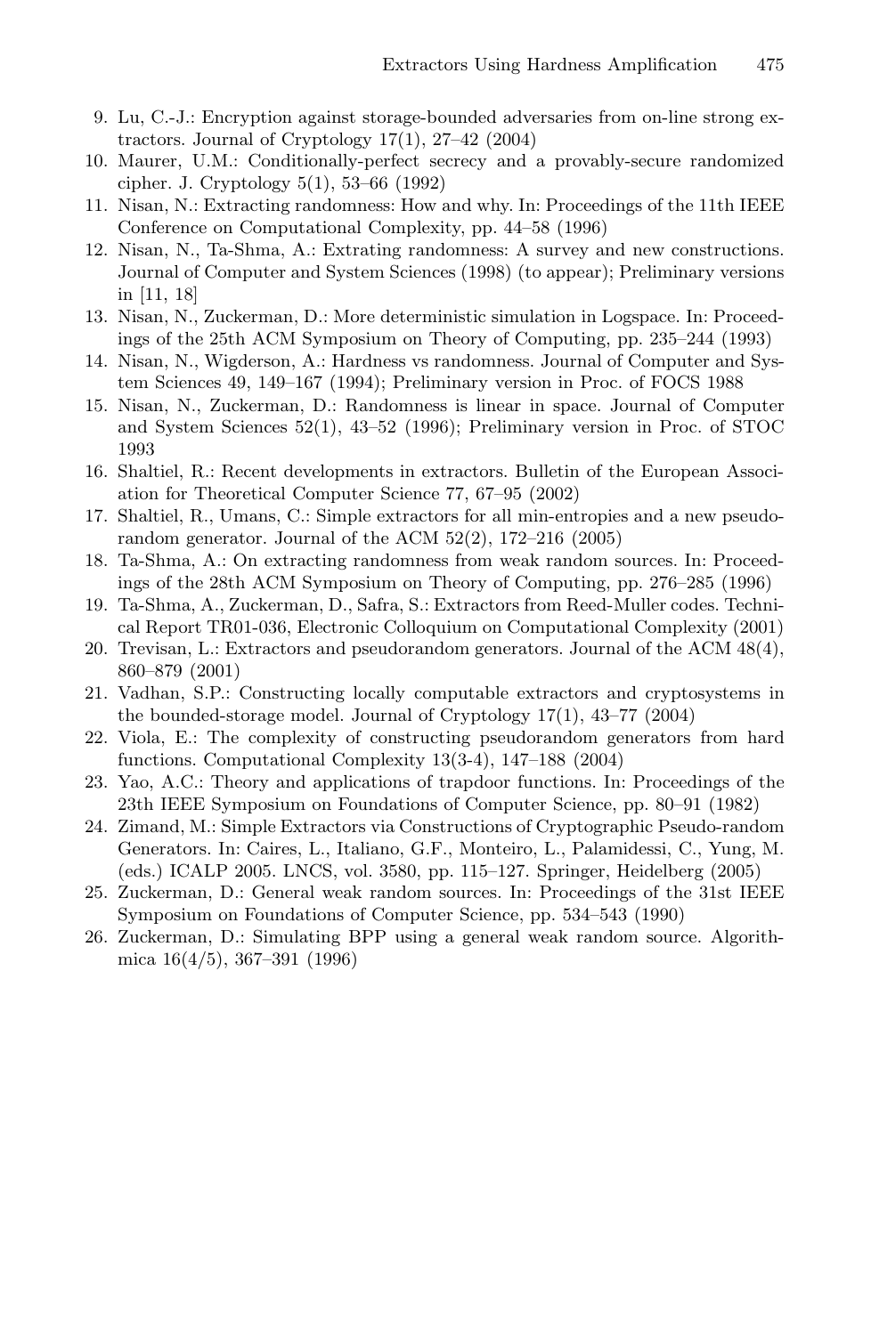9. Lu, C.-J.: Encryption against storage-bounded adversaries from on-line strong extractors. Journal of Cryptology 17(1), 27–42 (2004)
10. Maurer, U.M.: Conditionally-perfect secrecy and a provably-secure randomized cipher. J. Cryptology 5(1), 53–66 (1992)
11. Nisan, N.: Extracting randomness: How and why. In: Proceedings of the 11th IEEE Conference on Computational Complexity, pp. 44–58 (1996)
12. Nisan, N., Ta-Shma, A.: Extrating randomness: A survey and new constructions. Journal of Computer and System Sciences (1998) (to appear); Preliminary versions in [11, 18]
13. Nisan, N., Zuckerman, D.: More deterministic simulation in Logspace. In: Proceedings of the 25th ACM Symposium on Theory of Computing, pp. 235–244 (1993)
14. Nisan, N., Wigderson, A.: Hardness vs randomness. Journal of Computer and System Sciences 49, 149–167 (1994); Preliminary version in Proc. of FOCS 1988
15. Nisan, N., Zuckerman, D.: Randomness is linear in space. Journal of Computer and System Sciences 52(1), 43–52 (1996); Preliminary version in Proc. of STOC 1993
16. Shaltiel, R.: Recent developments in extractors. Bulletin of the European Association for Theoretical Computer Science 77, 67–95 (2002)
17. Shaltiel, R., Umans, C.: Simple extractors for all min-entropies and a new pseudo-random generator. Journal of the ACM 52(2), 172–216 (2005)
18. Ta-Shma, A.: On extracting randomness from weak random sources. In: Proceedings of the 28th ACM Symposium on Theory of Computing, pp. 276–285 (1996)
19. Ta-Shma, A., Zuckerman, D., Safra, S.: Extractors from Reed-Muller codes. Technical Report TR01-036, Electronic Colloquium on Computational Complexity (2001)
20. Trevisan, L.: Extractors and pseudorandom generators. Journal of the ACM 48(4), 860–879 (2001)
21. Vadhan, S.P.: Constructing locally computable extractors and cryptosystems in the bounded-storage model. Journal of Cryptology 17(1), 43–77 (2004)
22. Viola, E.: The complexity of constructing pseudorandom generators from hard functions. Computational Complexity 13(3-4), 147–188 (2004)
23. Yao, A.C.: Theory and applications of trapdoor functions. In: Proceedings of the 23th IEEE Symposium on Foundations of Computer Science, pp. 80–91 (1982)
24. Zimand, M.: Simple Extractors via Constructions of Cryptographic Pseudo-random Generators. In: Caires, L., Italiano, G.F., Monteiro, L., Palamidessi, C., Yung, M. (eds.) ICALP 2005. LNCS, vol. 3580, pp. 115–127. Springer, Heidelberg (2005)
25. Zuckerman, D.: General weak random sources. In: Proceedings of the 31st IEEE Symposium on Foundations of Computer Science, pp. 534–543 (1990)
26. Zuckerman, D.: Simulating BPP using a general weak random source. Algorithmica 16(4/5), 367–391 (1996)